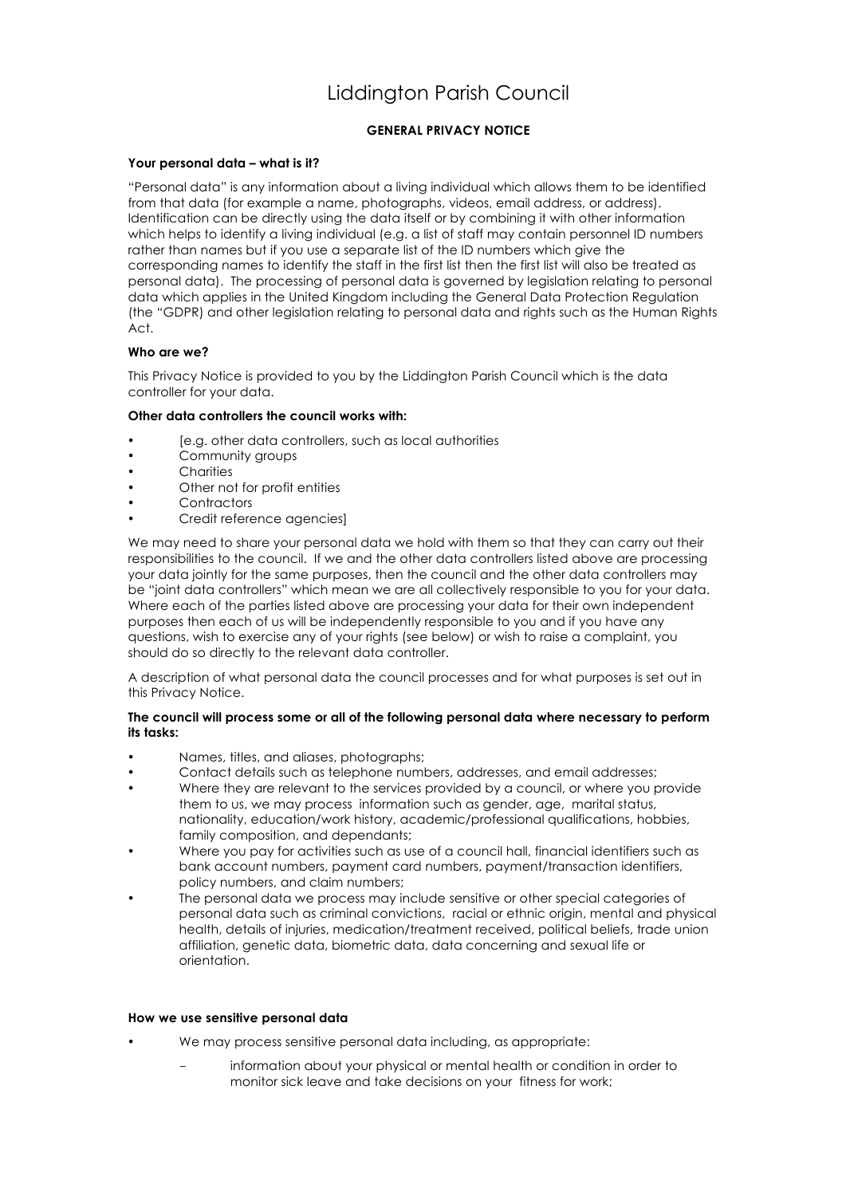# Liddington Parish Council

**GENERAL PRIVACY NOTICE**

**Your personal data – what is it?**

"Personal data" is any information about a living individual which allows them to be identified from that data (for example a name, photographs, videos, email address, or address). Identification can be directly using the data itself or by combining it with other information which helps to identify a living individual (e.g. a list of staff may contain personnel ID numbers rather than names but if you use a separate list of the ID numbers which give the corresponding names to identify the staff in the first list then the first list will also be treated as personal data). The processing of personal data is governed by legislation relating to personal data which applies in the United Kingdom including the General Data Protection Regulation (the "GDPR) and other legislation relating to personal data and rights such as the Human Rights Act.

**Who are we?**

This Privacy Notice is provided to you by the Liddington Parish Council which is the data controller for your data.

**Other data controllers the council works with:**

- [e.g. other data controllers, such as local authorities
- Community groups
- Charities
- Other not for profit entities
- Contractors
- Credit reference agencies]

We may need to share your personal data we hold with them so that they can carry out their responsibilities to the council. If we and the other data controllers listed above are processing your data jointly for the same purposes, then the council and the other data controllers may be "joint data controllers" which mean we are all collectively responsible to you for your data. Where each of the parties listed above are processing your data for their own independent purposes then each of us will be independently responsible to you and if you have any questions, wish to exercise any of your rights (see below) or wish to raise a complaint, you should do so directly to the relevant data controller.

A description of what personal data the council processes and for what purposes is set out in this Privacy Notice.

**The council will process some or all of the following personal data where necessary to perform its tasks:**

- Names, titles, and aliases, photographs;
- Contact details such as telephone numbers, addresses, and email addresses;
- Where they are relevant to the services provided by a council, or where you provide them to us, we may process information such as gender, age, marital status, nationality, education/work history, academic/professional qualifications, hobbies, family composition, and dependants;
- Where you pay for activities such as use of a council hall, financial identifiers such as bank account numbers, payment card numbers, payment/transaction identifiers, policy numbers, and claim numbers;
- The personal data we process may include sensitive or other special categories of personal data such as criminal convictions, racial or ethnic origin, mental and physical health, details of injuries, medication/treatment received, political beliefs, trade union affiliation, genetic data, biometric data, data concerning and sexual life or orientation.

**How we use sensitive personal data**

- We may process sensitive personal data including, as appropriate:
  - information about your physical or mental health or condition in order to monitor sick leave and take decisions on your fitness for work;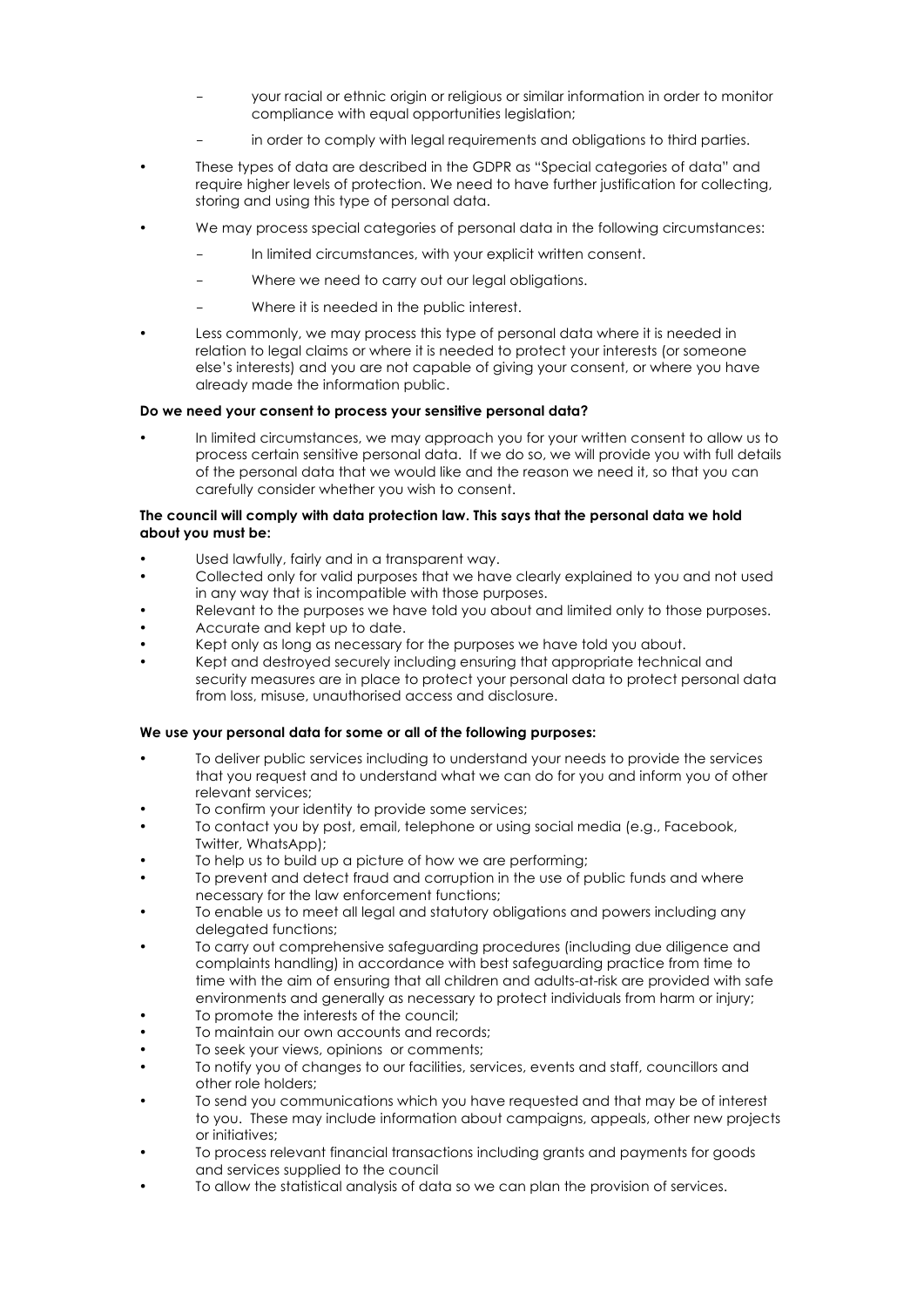- your racial or ethnic origin or religious or similar information in order to monitor compliance with equal opportunities legislation;
  - in order to comply with legal requirements and obligations to third parties.
- These types of data are described in the GDPR as "Special categories of data" and require higher levels of protection. We need to have further justification for collecting, storing and using this type of personal data.
- We may process special categories of personal data in the following circumstances:
  - In limited circumstances, with your explicit written consent.
  - Where we need to carry out our legal obligations.
  - Where it is needed in the public interest.
- Less commonly, we may process this type of personal data where it is needed in relation to legal claims or where it is needed to protect your interests (or someone else's interests) and you are not capable of giving your consent, or where you have already made the information public.

**Do we need your consent to process your sensitive personal data?**

- In limited circumstances, we may approach you for your written consent to allow us to process certain sensitive personal data. If we do so, we will provide you with full details of the personal data that we would like and the reason we need it, so that you can carefully consider whether you wish to consent.

**The council will comply with data protection law. This says that the personal data we hold about you must be:**

- Used lawfully, fairly and in a transparent way.
- Collected only for valid purposes that we have clearly explained to you and not used in any way that is incompatible with those purposes.
- Relevant to the purposes we have told you about and limited only to those purposes.
- Accurate and kept up to date.
- Kept only as long as necessary for the purposes we have told you about.
- Kept and destroyed securely including ensuring that appropriate technical and security measures are in place to protect your personal data to protect personal data from loss, misuse, unauthorised access and disclosure.

**We use your personal data for some or all of the following purposes:**

- To deliver public services including to understand your needs to provide the services that you request and to understand what we can do for you and inform you of other relevant services;
- To confirm your identity to provide some services;
- To contact you by post, email, telephone or using social media (e.g., Facebook, Twitter, WhatsApp);
- To help us to build up a picture of how we are performing;
- To prevent and detect fraud and corruption in the use of public funds and where necessary for the law enforcement functions;
- To enable us to meet all legal and statutory obligations and powers including any delegated functions;
- To carry out comprehensive safeguarding procedures (including due diligence and complaints handling) in accordance with best safeguarding practice from time to time with the aim of ensuring that all children and adults-at-risk are provided with safe environments and generally as necessary to protect individuals from harm or injury;
- To promote the interests of the council;
- To maintain our own accounts and records;
- To seek your views, opinions or comments;
- To notify you of changes to our facilities, services, events and staff, councillors and other role holders;
- To send you communications which you have requested and that may be of interest to you. These may include information about campaigns, appeals, other new projects or initiatives;
- To process relevant financial transactions including grants and payments for goods and services supplied to the council
- To allow the statistical analysis of data so we can plan the provision of services.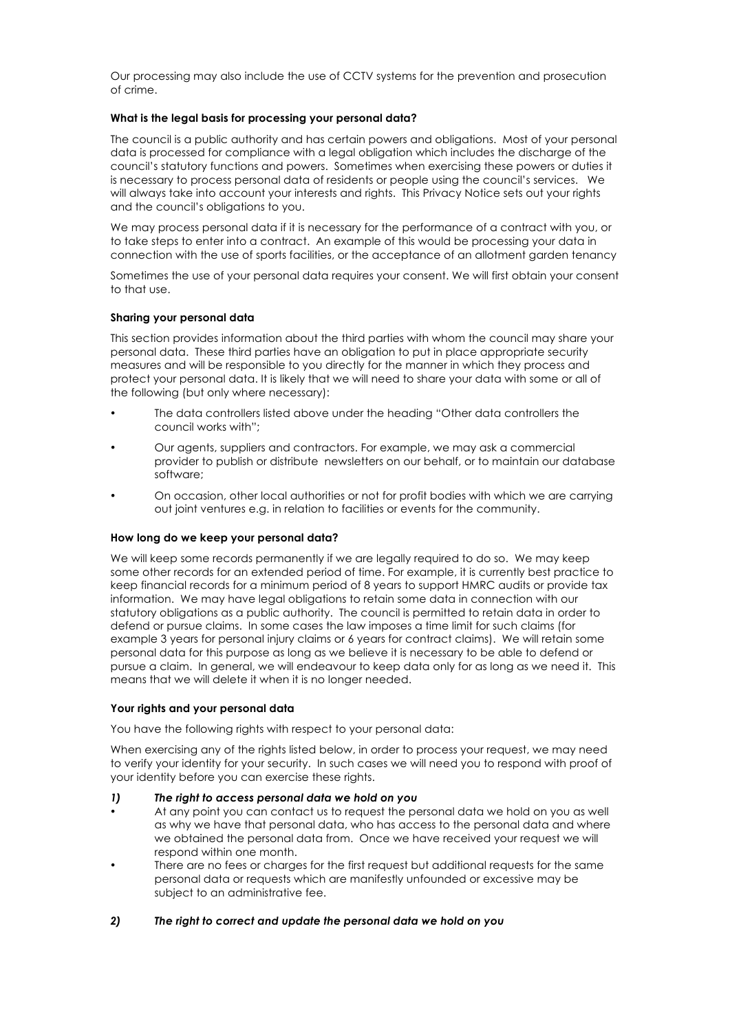Our processing may also include the use of CCTV systems for the prevention and prosecution of crime.

**What is the legal basis for processing your personal data?**

The council is a public authority and has certain powers and obligations. Most of your personal data is processed for compliance with a legal obligation which includes the discharge of the council's statutory functions and powers. Sometimes when exercising these powers or duties it is necessary to process personal data of residents or people using the council's services. We will always take into account your interests and rights. This Privacy Notice sets out your rights and the council's obligations to you.

We may process personal data if it is necessary for the performance of a contract with you, or to take steps to enter into a contract. An example of this would be processing your data in connection with the use of sports facilities, or the acceptance of an allotment garden tenancy

Sometimes the use of your personal data requires your consent. We will first obtain your consent to that use.

**Sharing your personal data**

This section provides information about the third parties with whom the council may share your personal data. These third parties have an obligation to put in place appropriate security measures and will be responsible to you directly for the manner in which they process and protect your personal data. It is likely that we will need to share your data with some or all of the following (but only where necessary):

- The data controllers listed above under the heading "Other data controllers the council works with";
- Our agents, suppliers and contractors. For example, we may ask a commercial provider to publish or distribute newsletters on our behalf, or to maintain our database software;
- On occasion, other local authorities or not for profit bodies with which we are carrying out joint ventures e.g. in relation to facilities or events for the community.

**How long do we keep your personal data?**

We will keep some records permanently if we are legally required to do so. We may keep some other records for an extended period of time. For example, it is currently best practice to keep financial records for a minimum period of 8 years to support HMRC audits or provide tax information. We may have legal obligations to retain some data in connection with our statutory obligations as a public authority. The council is permitted to retain data in order to defend or pursue claims. In some cases the law imposes a time limit for such claims (for example 3 years for personal injury claims or 6 years for contract claims). We will retain some personal data for this purpose as long as we believe it is necessary to be able to defend or pursue a claim. In general, we will endeavour to keep data only for as long as we need it. This means that we will delete it when it is no longer needed.

**Your rights and your personal data**

You have the following rights with respect to your personal data:

When exercising any of the rights listed below, in order to process your request, we may need to verify your identity for your security. In such cases we will need you to respond with proof of your identity before you can exercise these rights.

***1) The right to access personal data we hold on you***

- At any point you can contact us to request the personal data we hold on you as well as why we have that personal data, who has access to the personal data and where we obtained the personal data from. Once we have received your request we will respond within one month.
- There are no fees or charges for the first request but additional requests for the same personal data or requests which are manifestly unfounded or excessive may be subject to an administrative fee.

***2) The right to correct and update the personal data we hold on you***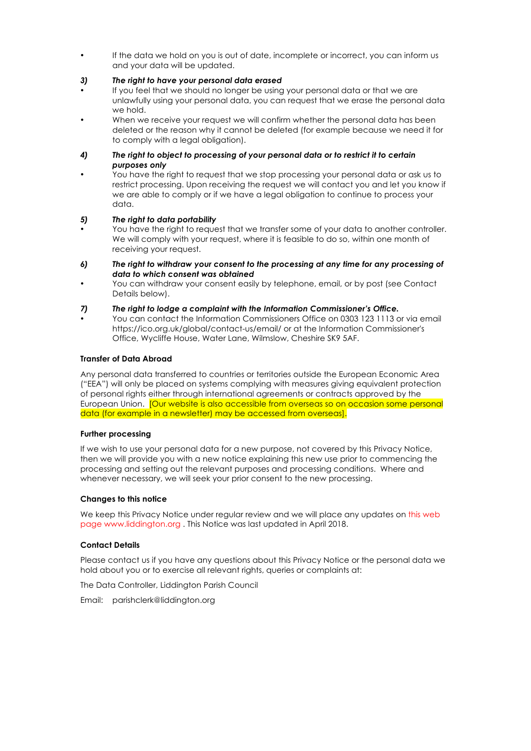- If the data we hold on you is out of date, incomplete or incorrect, you can inform us and your data will be updated.

***3) The right to have your personal data erased***

- If you feel that we should no longer be using your personal data or that we are unlawfully using your personal data, you can request that we erase the personal data we hold.
- When we receive your request we will confirm whether the personal data has been deleted or the reason why it cannot be deleted (for example because we need it for to comply with a legal obligation).

***4) The right to object to processing of your personal data or to restrict it to certain purposes only***

- You have the right to request that we stop processing your personal data or ask us to restrict processing. Upon receiving the request we will contact you and let you know if we are able to comply or if we have a legal obligation to continue to process your data.

***5) The right to data portability***

- You have the right to request that we transfer some of your data to another controller. We will comply with your request, where it is feasible to do so, within one month of receiving your request.

***6) The right to withdraw your consent to the processing at any time for any processing of data to which consent was obtained***

- You can withdraw your consent easily by telephone, email, or by post (see Contact Details below).

***7) The right to lodge a complaint with the Information Commissioner's Office.***

- You can contact the Information Commissioners Office on 0303 123 1113 or via email https://ico.org.uk/global/contact-us/email/ or at the Information Commissioner's Office, Wycliffe House, Water Lane, Wilmslow, Cheshire SK9 5AF.

**Transfer of Data Abroad**

Any personal data transferred to countries or territories outside the European Economic Area ("EEA") will only be placed on systems complying with measures giving equivalent protection of personal rights either through international agreements or contracts approved by the European Union. [Our website is also accessible from overseas so on occasion some personal data (for example in a newsletter) may be accessed from overseas].

**Further processing**

If we wish to use your personal data for a new purpose, not covered by this Privacy Notice, then we will provide you with a new notice explaining this new use prior to commencing the processing and setting out the relevant purposes and processing conditions. Where and whenever necessary, we will seek your prior consent to the new processing.

**Changes to this notice**

We keep this Privacy Notice under regular review and we will place any updates on this web page www.liddington.org . This Notice was last updated in April 2018.

**Contact Details**

Please contact us if you have any questions about this Privacy Notice or the personal data we hold about you or to exercise all relevant rights, queries or complaints at:

The Data Controller, Liddington Parish Council

Email: parishclerk@liddington.org